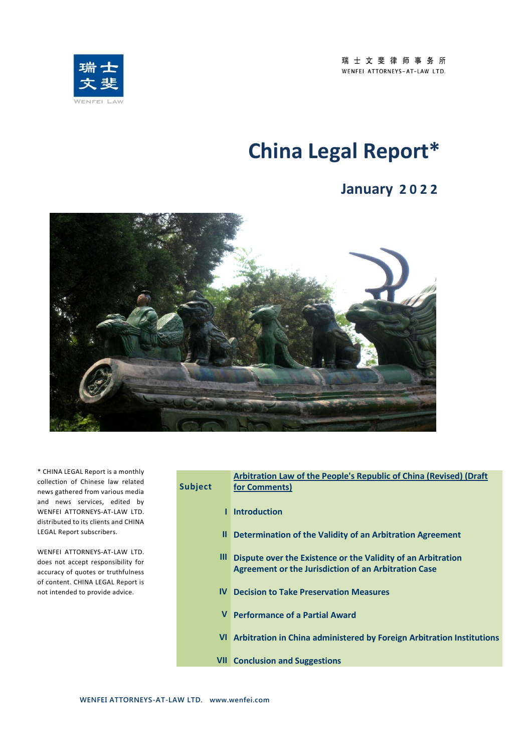瑞 士 文 斐 律 师 事 务 所
WENFEI ATTORNEYS-AT-LAW LTD.

# China Legal Report*

## January 2022

\* CHINA LEGAL Report is a monthly collection of Chinese law related news gathered from various media and news services, edited by WENFEI ATTORNEYS-AT-LAW LTD. distributed to its clients and CHINA LEGAL Report subscribers.

WENFEI ATTORNEYS-AT-LAW LTD. does not accept responsibility for accuracy of quotes or truthfulness of content. CHINA LEGAL Report is not intended to provide advice.

| Subject | Arbitration Law of the People's Republic of China (Revised) (Draft for Comments) |
|---|---|
| I | Introduction |
| II | Determination of the Validity of an Arbitration Agreement |
| III | Dispute over the Existence or the Validity of an Arbitration Agreement or the Jurisdiction of an Arbitration Case |
| IV | Decision to Take Preservation Measures |
| V | Performance of a Partial Award |
| VI | Arbitration in China administered by Foreign Arbitration Institutions |
| VII | Conclusion and Suggestions |

WENFEI ATTORNEYS-AT-LAW LTD. www.wenfei.com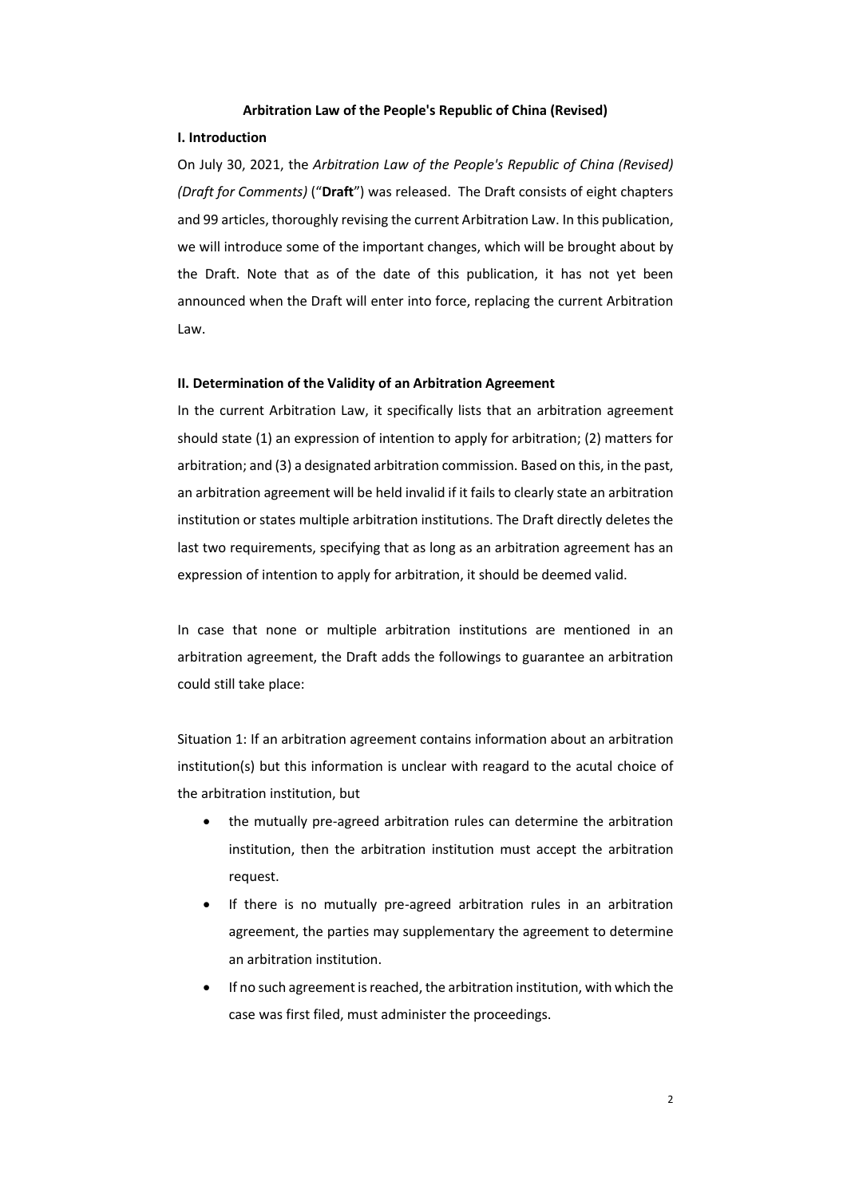**Arbitration Law of the People's Republic of China (Revised)**

**I. Introduction**

On July 30, 2021, the *Arbitration Law of the People's Republic of China (Revised) (Draft for Comments)* ("**Draft**") was released. The Draft consists of eight chapters and 99 articles, thoroughly revising the current Arbitration Law. In this publication, we will introduce some of the important changes, which will be brought about by the Draft. Note that as of the date of this publication, it has not yet been announced when the Draft will enter into force, replacing the current Arbitration Law.

**II. Determination of the Validity of an Arbitration Agreement**

In the current Arbitration Law, it specifically lists that an arbitration agreement should state (1) an expression of intention to apply for arbitration; (2) matters for arbitration; and (3) a designated arbitration commission. Based on this, in the past, an arbitration agreement will be held invalid if it fails to clearly state an arbitration institution or states multiple arbitration institutions. The Draft directly deletes the last two requirements, specifying that as long as an arbitration agreement has an expression of intention to apply for arbitration, it should be deemed valid.

In case that none or multiple arbitration institutions are mentioned in an arbitration agreement, the Draft adds the followings to guarantee an arbitration could still take place:

Situation 1: If an arbitration agreement contains information about an arbitration institution(s) but this information is unclear with reagard to the acutal choice of the arbitration institution, but

- the mutually pre-agreed arbitration rules can determine the arbitration institution, then the arbitration institution must accept the arbitration request.
- If there is no mutually pre-agreed arbitration rules in an arbitration agreement, the parties may supplementary the agreement to determine an arbitration institution.
- If no such agreement is reached, the arbitration institution, with which the case was first filed, must administer the proceedings.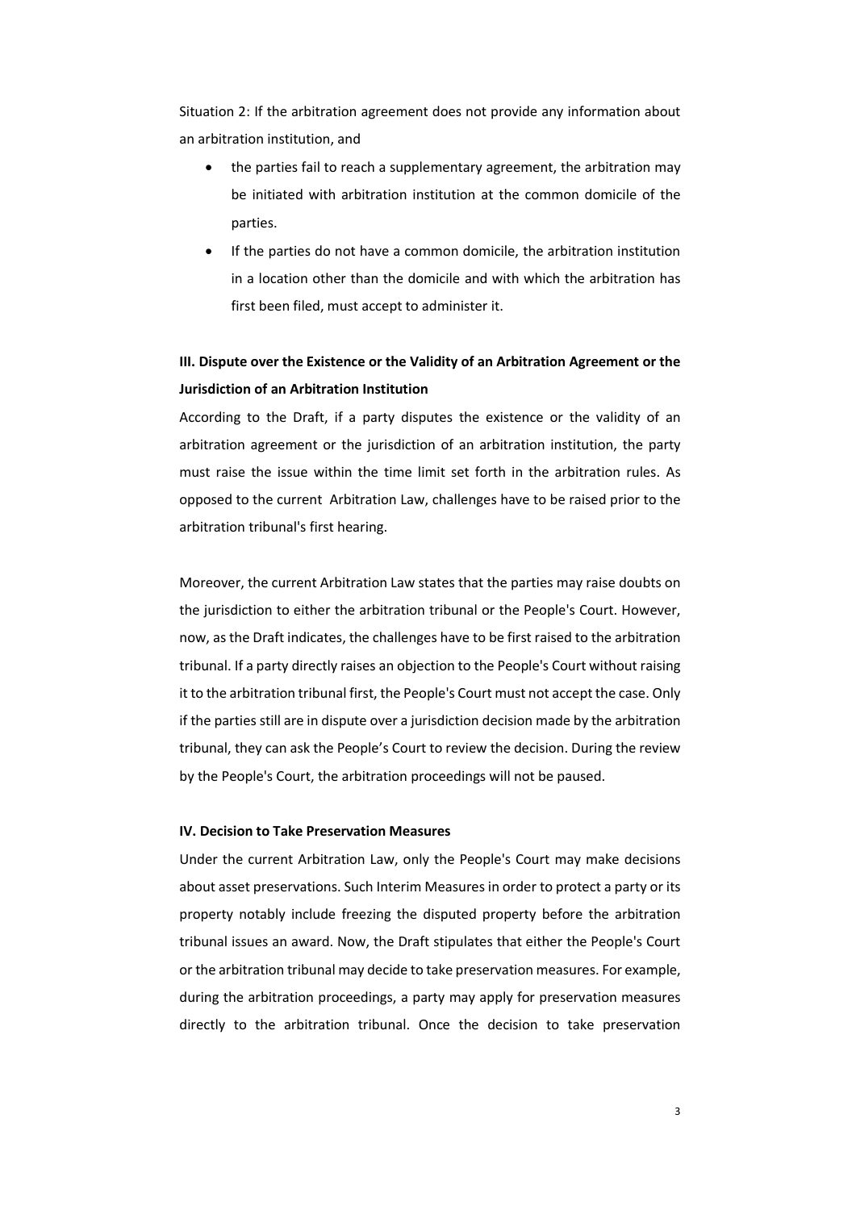Situation 2: If the arbitration agreement does not provide any information about an arbitration institution, and

- the parties fail to reach a supplementary agreement, the arbitration may be initiated with arbitration institution at the common domicile of the parties.
- If the parties do not have a common domicile, the arbitration institution in a location other than the domicile and with which the arbitration has first been filed, must accept to administer it.

**III. Dispute over the Existence or the Validity of an Arbitration Agreement or the Jurisdiction of an Arbitration Institution**

According to the Draft, if a party disputes the existence or the validity of an arbitration agreement or the jurisdiction of an arbitration institution, the party must raise the issue within the time limit set forth in the arbitration rules. As opposed to the current Arbitration Law, challenges have to be raised prior to the arbitration tribunal's first hearing.

Moreover, the current Arbitration Law states that the parties may raise doubts on the jurisdiction to either the arbitration tribunal or the People's Court. However, now, as the Draft indicates, the challenges have to be first raised to the arbitration tribunal. If a party directly raises an objection to the People's Court without raising it to the arbitration tribunal first, the People's Court must not accept the case. Only if the parties still are in dispute over a jurisdiction decision made by the arbitration tribunal, they can ask the People's Court to review the decision. During the review by the People's Court, the arbitration proceedings will not be paused.

**IV. Decision to Take Preservation Measures**

Under the current Arbitration Law, only the People's Court may make decisions about asset preservations. Such Interim Measures in order to protect a party or its property notably include freezing the disputed property before the arbitration tribunal issues an award. Now, the Draft stipulates that either the People's Court or the arbitration tribunal may decide to take preservation measures. For example, during the arbitration proceedings, a party may apply for preservation measures directly to the arbitration tribunal. Once the decision to take preservation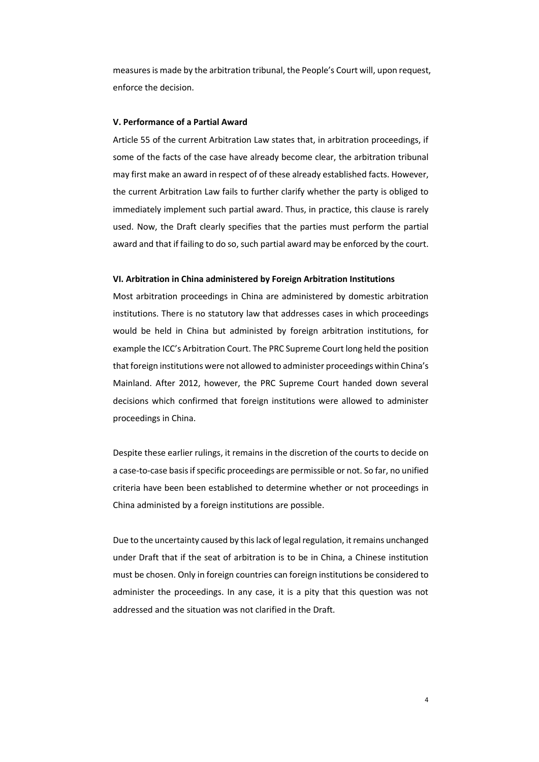measures is made by the arbitration tribunal, the People's Court will, upon request, enforce the decision.

**V. Performance of a Partial Award**

Article 55 of the current Arbitration Law states that, in arbitration proceedings, if some of the facts of the case have already become clear, the arbitration tribunal may first make an award in respect of of these already established facts. However, the current Arbitration Law fails to further clarify whether the party is obliged to immediately implement such partial award. Thus, in practice, this clause is rarely used. Now, the Draft clearly specifies that the parties must perform the partial award and that if failing to do so, such partial award may be enforced by the court.

**VI. Arbitration in China administered by Foreign Arbitration Institutions**

Most arbitration proceedings in China are administered by domestic arbitration institutions. There is no statutory law that addresses cases in which proceedings would be held in China but administered by foreign arbitration institutions, for example the ICC's Arbitration Court. The PRC Supreme Court long held the position that foreign institutions were not allowed to administer proceedings within China's Mainland. After 2012, however, the PRC Supreme Court handed down several decisions which confirmed that foreign institutions were allowed to administer proceedings in China.

Despite these earlier rulings, it remains in the discretion of the courts to decide on a case-to-case basis if specific proceedings are permissible or not. So far, no unified criteria have been been established to determine whether or not proceedings in China administed by a foreign institutions are possible.

Due to the uncertainty caused by this lack of legal regulation, it remains unchanged under Draft that if the seat of arbitration is to be in China, a Chinese institution must be chosen. Only in foreign countries can foreign institutions be considered to administer the proceedings. In any case, it is a pity that this question was not addressed and the situation was not clarified in the Draft.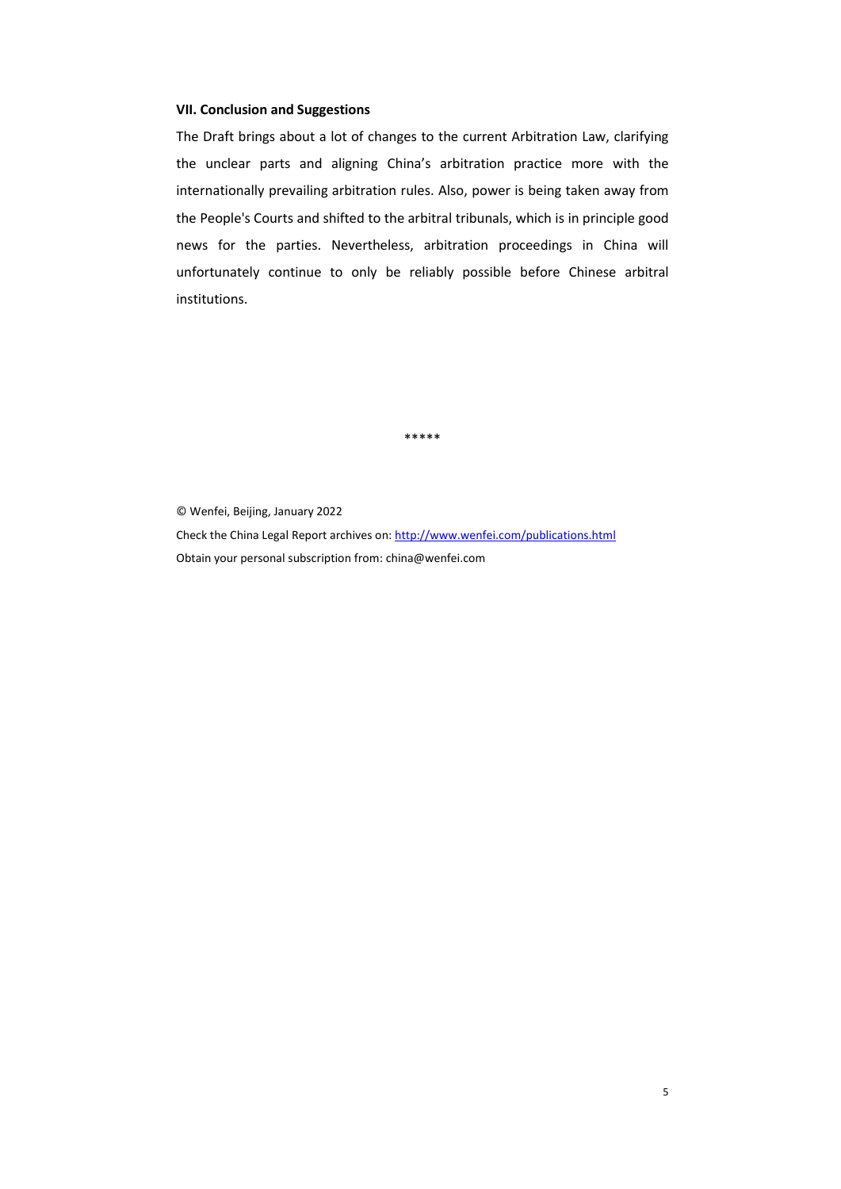### VII. Conclusion and Suggestions

The Draft brings about a lot of changes to the current Arbitration Law, clarifying the unclear parts and aligning China's arbitration practice more with the internationally prevailing arbitration rules. Also, power is being taken away from the People's Courts and shifted to the arbitral tribunals, which is in principle good news for the parties. Nevertheless, arbitration proceedings in China will unfortunately continue to only be reliably possible before Chinese arbitral institutions.

*****

© Wenfei, Beijing, January 2022

Check the China Legal Report archives on: [http://www.wenfei.com/publications.html](http://www.wenfei.com/publications.html)

Obtain your personal subscription from: china@wenfei.com